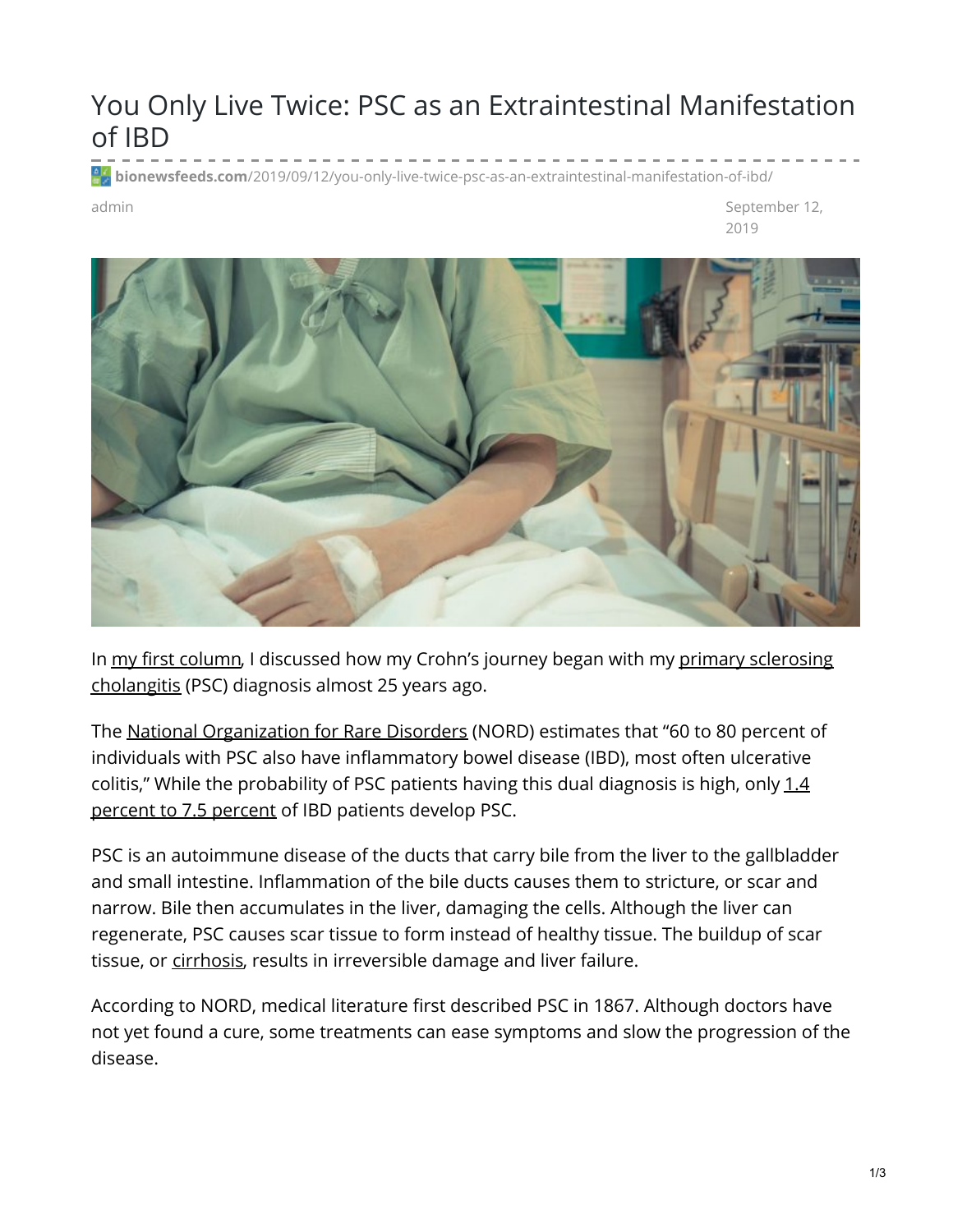# You Only Live Twice: PSC as an Extraintestinal Manifestation of IBD

bionewsfeeds.com/2019/09/12/you-only-live-twice-psc-as-an-extraintestinal-manifestation-of-ibd/

admin

September 12, 2019

In my first column, I discussed how my Crohn's journey began with my primary sclerosing cholangitis (PSC) diagnosis almost 25 years ago.

The National Organization for Rare Disorders (NORD) estimates that "60 to 80 percent of individuals with PSC also have inflammatory bowel disease (IBD), most often ulcerative colitis," While the probability of PSC patients having this dual diagnosis is high, only 1.4 percent to 7.5 percent of IBD patients develop PSC.

PSC is an autoimmune disease of the ducts that carry bile from the liver to the gallbladder and small intestine. Inflammation of the bile ducts causes them to stricture, or scar and narrow. Bile then accumulates in the liver, damaging the cells. Although the liver can regenerate, PSC causes scar tissue to form instead of healthy tissue. The buildup of scar tissue, or cirrhosis, results in irreversible damage and liver failure.

According to NORD, medical literature first described PSC in 1867. Although doctors have not yet found a cure, some treatments can ease symptoms and slow the progression of the disease.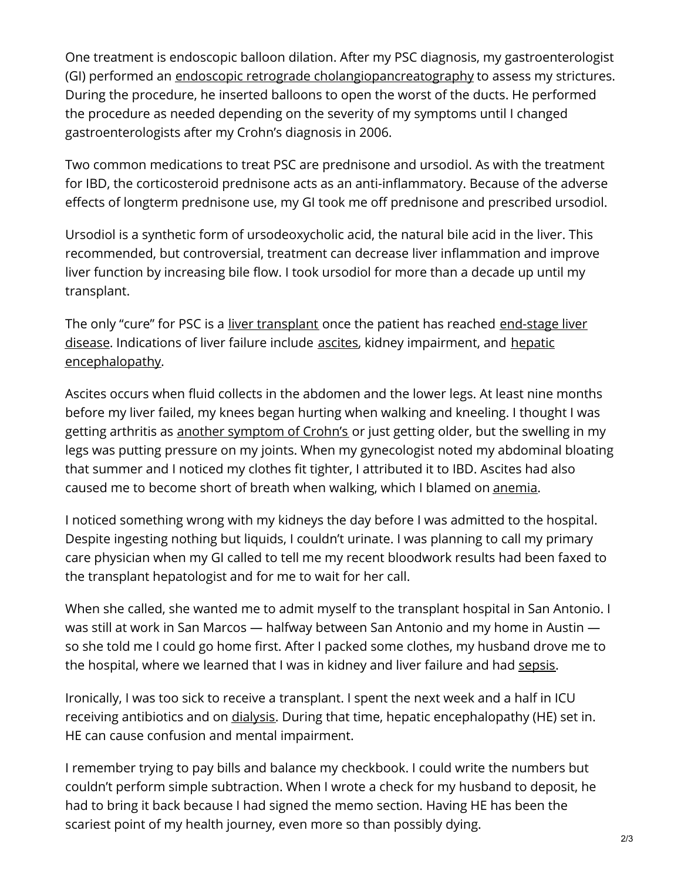One treatment is endoscopic balloon dilation. After my PSC diagnosis, my gastroenterologist (GI) performed an endoscopic retrograde cholangiopancreatography to assess my strictures. During the procedure, he inserted balloons to open the worst of the ducts. He performed the procedure as needed depending on the severity of my symptoms until I changed gastroenterologists after my Crohn's diagnosis in 2006.

Two common medications to treat PSC are prednisone and ursodiol. As with the treatment for IBD, the corticosteroid prednisone acts as an anti-inflammatory. Because of the adverse effects of longterm prednisone use, my GI took me off prednisone and prescribed ursodiol.

Ursodiol is a synthetic form of ursodeoxycholic acid, the natural bile acid in the liver. This recommended, but controversial, treatment can decrease liver inflammation and improve liver function by increasing bile flow. I took ursodiol for more than a decade up until my transplant.

The only "cure" for PSC is a liver transplant once the patient has reached end-stage liver disease. Indications of liver failure include ascites, kidney impairment, and hepatic encephalopathy.

Ascites occurs when fluid collects in the abdomen and the lower legs. At least nine months before my liver failed, my knees began hurting when walking and kneeling. I thought I was getting arthritis as another symptom of Crohn's or just getting older, but the swelling in my legs was putting pressure on my joints. When my gynecologist noted my abdominal bloating that summer and I noticed my clothes fit tighter, I attributed it to IBD. Ascites had also caused me to become short of breath when walking, which I blamed on anemia.

I noticed something wrong with my kidneys the day before I was admitted to the hospital. Despite ingesting nothing but liquids, I couldn't urinate. I was planning to call my primary care physician when my GI called to tell me my recent bloodwork results had been faxed to the transplant hepatologist and for me to wait for her call.

When she called, she wanted me to admit myself to the transplant hospital in San Antonio. I was still at work in San Marcos — halfway between San Antonio and my home in Austin — so she told me I could go home first. After I packed some clothes, my husband drove me to the hospital, where we learned that I was in kidney and liver failure and had sepsis.

Ironically, I was too sick to receive a transplant. I spent the next week and a half in ICU receiving antibiotics and on dialysis. During that time, hepatic encephalopathy (HE) set in. HE can cause confusion and mental impairment.

I remember trying to pay bills and balance my checkbook. I could write the numbers but couldn't perform simple subtraction. When I wrote a check for my husband to deposit, he had to bring it back because I had signed the memo section. Having HE has been the scariest point of my health journey, even more so than possibly dying.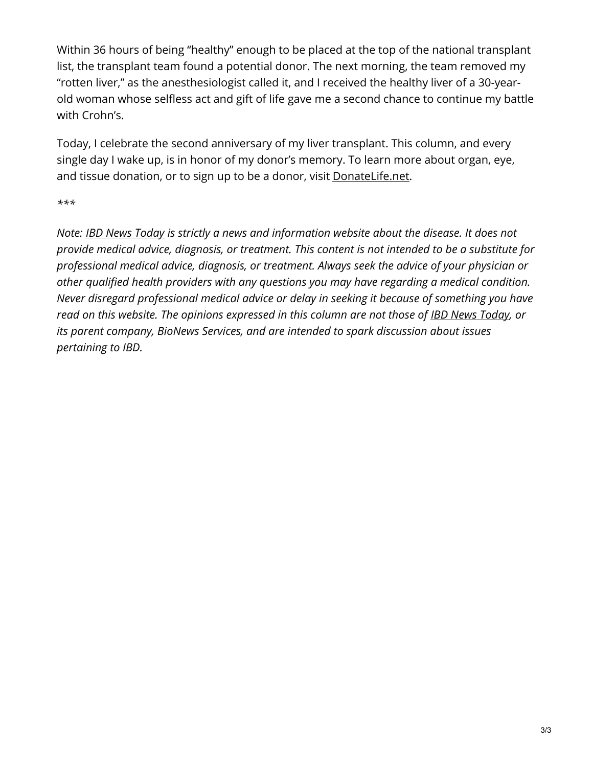Within 36 hours of being “healthy” enough to be placed at the top of the national transplant list, the transplant team found a potential donor. The next morning, the team removed my “rotten liver,” as the anesthesiologist called it, and I received the healthy liver of a 30-year-old woman whose selfless act and gift of life gave me a second chance to continue my battle with Crohn’s.

Today, I celebrate the second anniversary of my liver transplant. This column, and every single day I wake up, is in honor of my donor’s memory. To learn more about organ, eye, and tissue donation, or to sign up to be a donor, visit DonateLife.net.

*\*\*\**

*Note: IBD News Today is strictly a news and information website about the disease. It does not provide medical advice, diagnosis, or treatment. This content is not intended to be a substitute for professional medical advice, diagnosis, or treatment. Always seek the advice of your physician or other qualified health providers with any questions you may have regarding a medical condition. Never disregard professional medical advice or delay in seeking it because of something you have read on this website. The opinions expressed in this column are not those of IBD News Today, or its parent company, BioNews Services, and are intended to spark discussion about issues pertaining to IBD.*